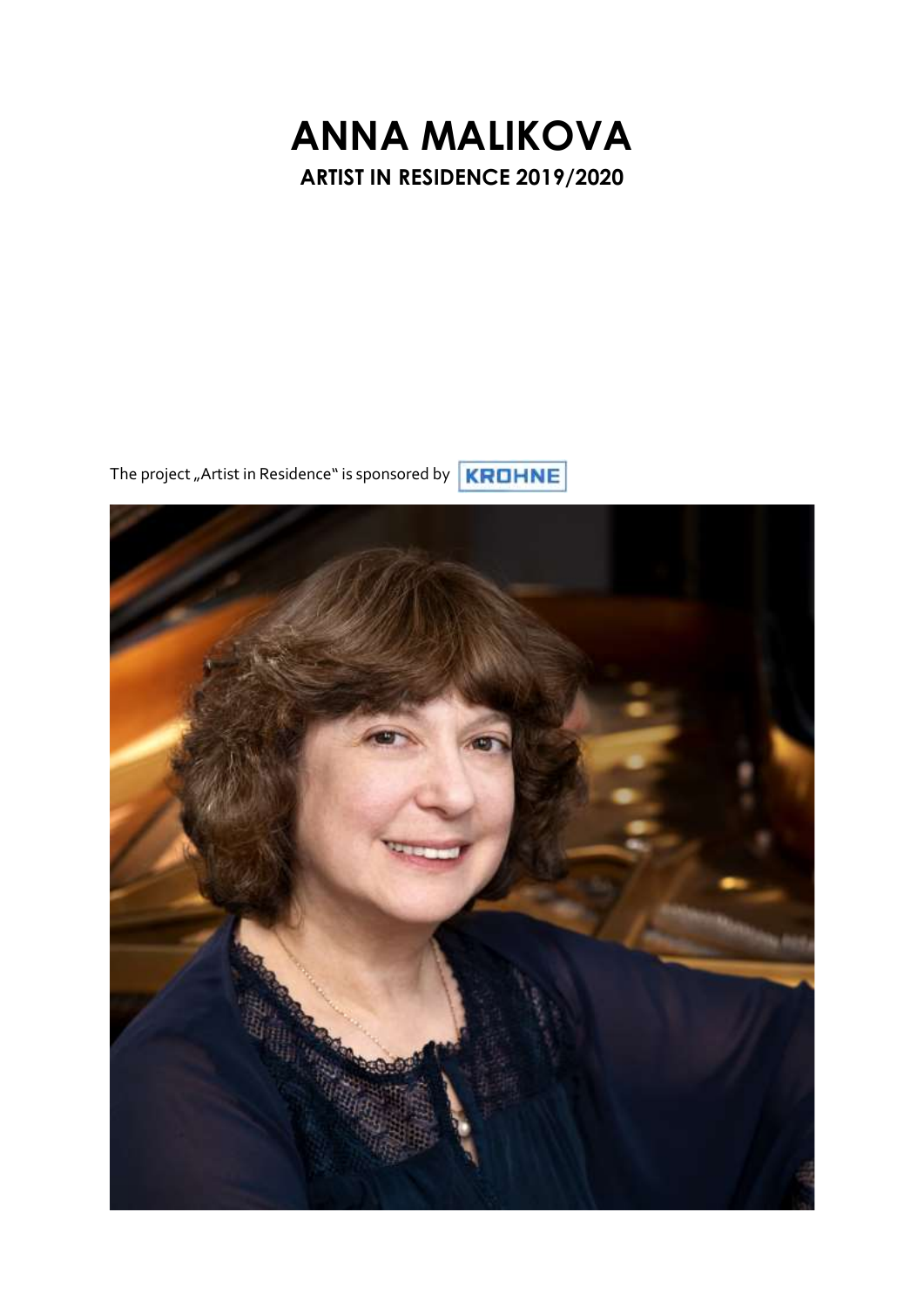# ANNA MALIKOVA

## ARTIST IN RESIDENCE 2019/2020

The project „Artist in Residence" is sponsored by KROHNE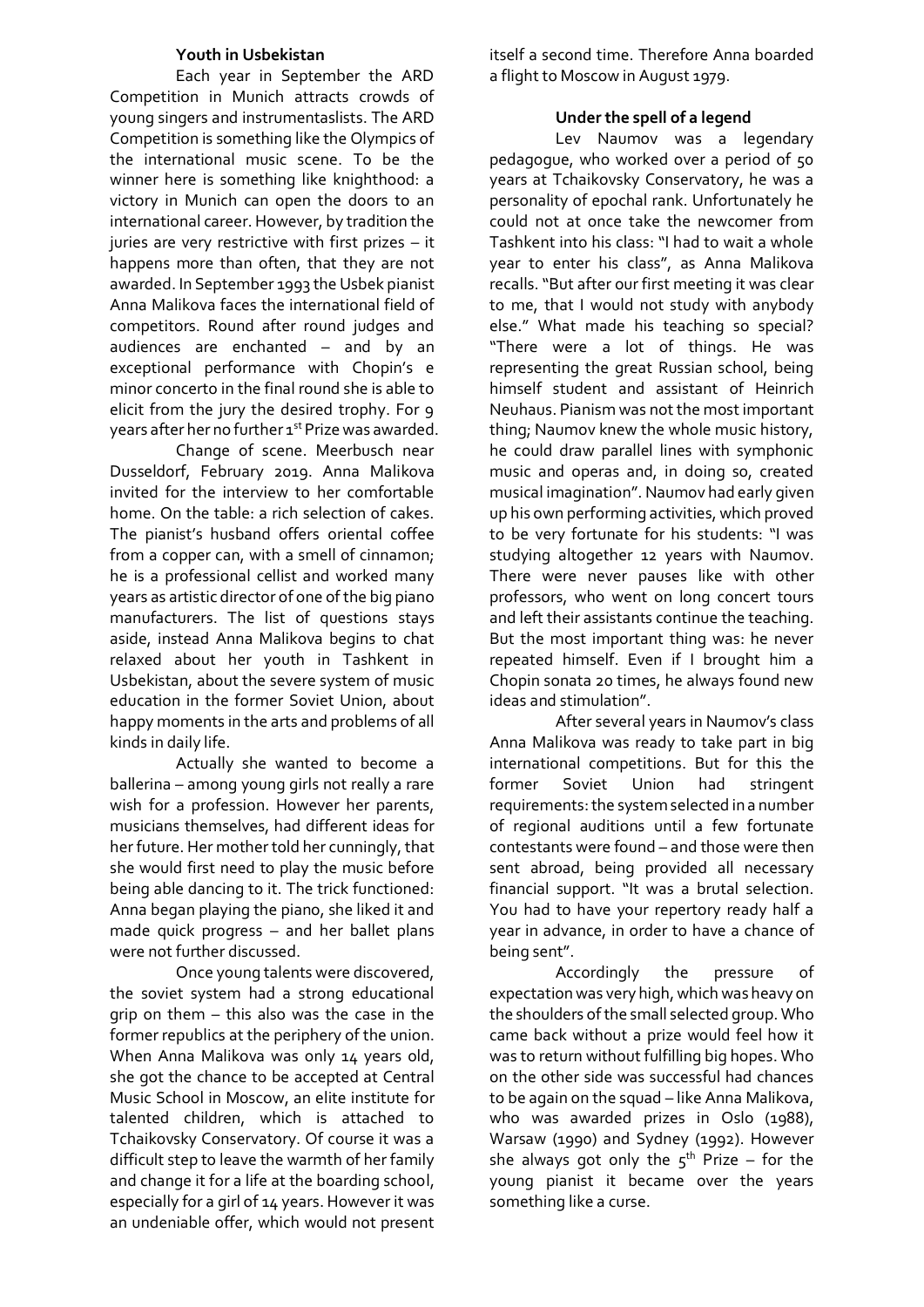### Youth in Usbekistan

Each year in September the ARD Competition in Munich attracts crowds of young singers and instrumentaslists. The ARD Competition is something like the Olympics of the international music scene. To be the winner here is something like knighthood: a victory in Munich can open the doors to an international career. However, by tradition the juries are very restrictive with first prizes – it happens more than often, that they are not awarded. In September 1993 the Usbek pianist Anna Malikova faces the international field of competitors. Round after round judges and audiences are enchanted – and by an exceptional performance with Chopin's e minor concerto in the final round she is able to elicit from the jury the desired trophy. For 9 years after her no further 1st Prize was awarded.

Change of scene. Meerbusch near Dusseldorf, February 2019. Anna Malikova invited for the interview to her comfortable home. On the table: a rich selection of cakes. The pianist's husband offers oriental coffee from a copper can, with a smell of cinnamon; he is a professional cellist and worked many years as artistic director of one of the big piano manufacturers. The list of questions stays aside, instead Anna Malikova begins to chat relaxed about her youth in Tashkent in Usbekistan, about the severe system of music education in the former Soviet Union, about happy moments in the arts and problems of all kinds in daily life.

Actually she wanted to become a ballerina – among young girls not really a rare wish for a profession. However her parents, musicians themselves, had different ideas for her future. Her mother told her cunningly, that she would first need to play the music before being able dancing to it. The trick functioned: Anna began playing the piano, she liked it and made quick progress – and her ballet plans were not further discussed.

Once young talents were discovered, the soviet system had a strong educational grip on them – this also was the case in the former republics at the periphery of the union. When Anna Malikova was only 14 years old, she got the chance to be accepted at Central Music School in Moscow, an elite institute for talented children, which is attached to Tchaikovsky Conservatory. Of course it was a difficult step to leave the warmth of her family and change it for a life at the boarding school, especially for a girl of 14 years. However it was an undeniable offer, which would not present itself a second time. Therefore Anna boarded a flight to Moscow in August 1979.

### Under the spell of a legend

Lev Naumov was a legendary pedagogue, who worked over a period of 50 years at Tchaikovsky Conservatory, he was a personality of epochal rank. Unfortunately he could not at once take the newcomer from Tashkent into his class: "I had to wait a whole year to enter his class", as Anna Malikova recalls. "But after our first meeting it was clear to me, that I would not study with anybody else." What made his teaching so special? "There were a lot of things. He was representing the great Russian school, being himself student and assistant of Heinrich Neuhaus. Pianism was not the most important thing; Naumov knew the whole music history, he could draw parallel lines with symphonic music and operas and, in doing so, created musical imagination". Naumov had early given up his own performing activities, which proved to be very fortunate for his students: "I was studying altogether 12 years with Naumov. There were never pauses like with other professors, who went on long concert tours and left their assistants continue the teaching. But the most important thing was: he never repeated himself. Even if I brought him a Chopin sonata 20 times, he always found new ideas and stimulation".

After several years in Naumov's class Anna Malikova was ready to take part in big international competitions. But for this the former Soviet Union had stringent requirements: the system selected in a number of regional auditions until a few fortunate contestants were found – and those were then sent abroad, being provided all necessary financial support. "It was a brutal selection. You had to have your repertory ready half a year in advance, in order to have a chance of being sent".

Accordingly the pressure of expectation was very high, which was heavy on the shoulders of the small selected group. Who came back without a prize would feel how it was to return without fulfilling big hopes. Who on the other side was successful had chances to be again on the squad – like Anna Malikova, who was awarded prizes in Oslo (1988), Warsaw (1990) and Sydney (1992). However she always got only the 5th Prize – for the young pianist it became over the years something like a curse.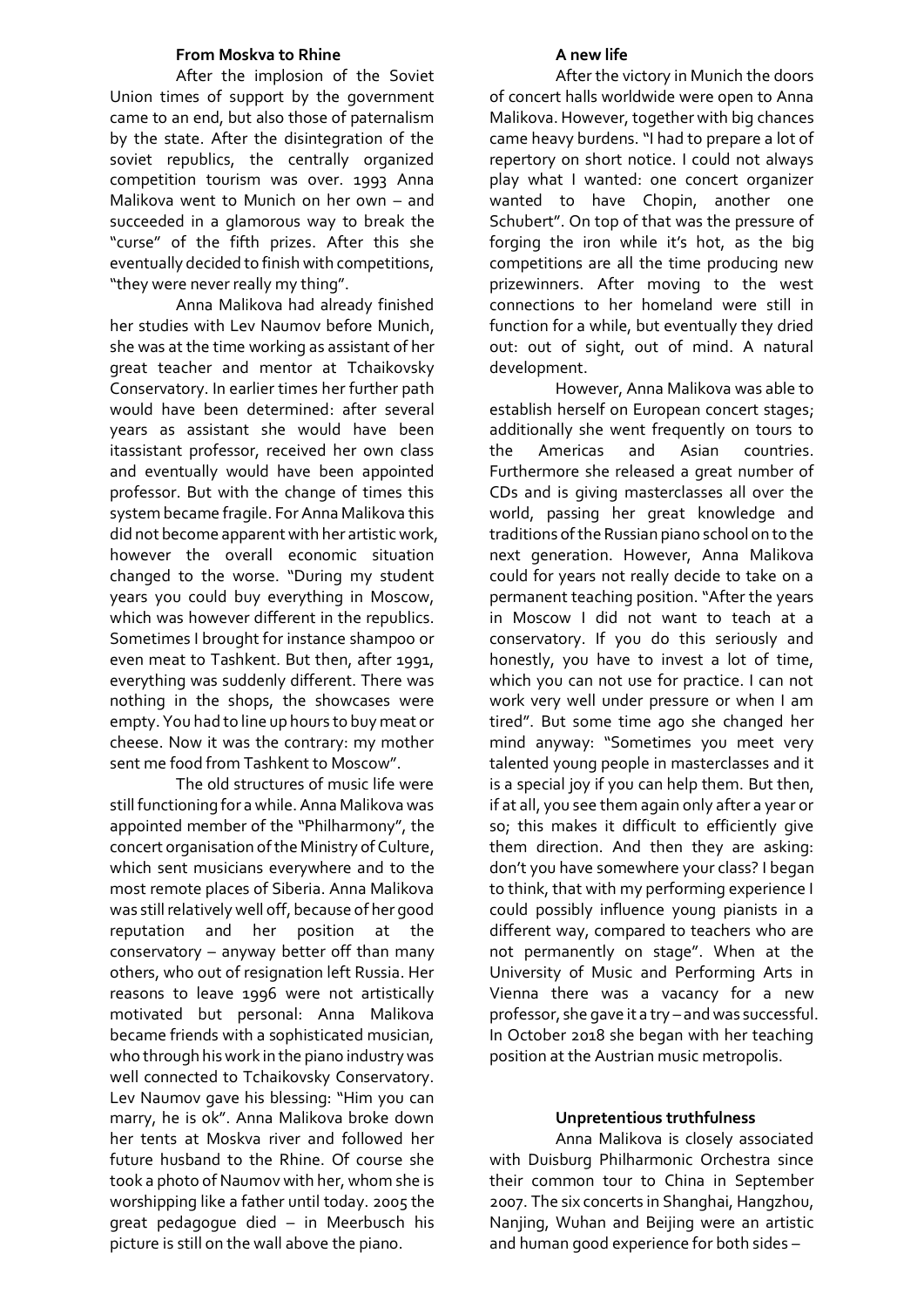### From Moskva to Rhine

After the implosion of the Soviet Union times of support by the government came to an end, but also those of paternalism by the state. After the disintegration of the soviet republics, the centrally organized competition tourism was over. 1993 Anna Malikova went to Munich on her own – and succeeded in a glamorous way to break the "curse" of the fifth prizes. After this she eventually decided to finish with competitions, "they were never really my thing".

Anna Malikova had already finished her studies with Lev Naumov before Munich, she was at the time working as assistant of her great teacher and mentor at Tchaikovsky Conservatory. In earlier times her further path would have been determined: after several years as assistant she would have been itassistant professor, received her own class and eventually would have been appointed professor. But with the change of times this system became fragile. For Anna Malikova this did not become apparent with her artistic work, however the overall economic situation changed to the worse. "During my student years you could buy everything in Moscow, which was however different in the republics. Sometimes I brought for instance shampoo or even meat to Tashkent. But then, after 1991, everything was suddenly different. There was nothing in the shops, the showcases were empty. You had to line up hours to buy meat or cheese. Now it was the contrary: my mother sent me food from Tashkent to Moscow".

The old structures of music life were still functioning for a while. Anna Malikova was appointed member of the "Philharmony", the concert organisation of the Ministry of Culture, which sent musicians everywhere and to the most remote places of Siberia. Anna Malikova was still relatively well off, because of her good reputation and her position at the conservatory – anyway better off than many others, who out of resignation left Russia. Her reasons to leave 1996 were not artistically motivated but personal: Anna Malikova became friends with a sophisticated musician, who through his work in the piano industry was well connected to Tchaikovsky Conservatory. Lev Naumov gave his blessing: "Him you can marry, he is ok". Anna Malikova broke down her tents at Moskva river and followed her future husband to the Rhine. Of course she took a photo of Naumov with her, whom she is worshipping like a father until today. 2005 the great pedagogue died – in Meerbusch his picture is still on the wall above the piano.

### A new life

After the victory in Munich the doors of concert halls worldwide were open to Anna Malikova. However, together with big chances came heavy burdens. "I had to prepare a lot of repertory on short notice. I could not always play what I wanted: one concert organizer wanted to have Chopin, another one Schubert". On top of that was the pressure of forging the iron while it's hot, as the big competitions are all the time producing new prizewinners. After moving to the west connections to her homeland were still in function for a while, but eventually they dried out: out of sight, out of mind. A natural development.

However, Anna Malikova was able to establish herself on European concert stages; additionally she went frequently on tours to the Americas and Asian countries. Furthermore she released a great number of CDs and is giving masterclasses all over the world, passing her great knowledge and traditions of the Russian piano school on to the next generation. However, Anna Malikova could for years not really decide to take on a permanent teaching position. "After the years in Moscow I did not want to teach at a conservatory. If you do this seriously and honestly, you have to invest a lot of time, which you can not use for practice. I can not work very well under pressure or when I am tired". But some time ago she changed her mind anyway: "Sometimes you meet very talented young people in masterclasses and it is a special joy if you can help them. But then, if at all, you see them again only after a year or so; this makes it difficult to efficiently give them direction. And then they are asking: don't you have somewhere your class? I began to think, that with my performing experience I could possibly influence young pianists in a different way, compared to teachers who are not permanently on stage". When at the University of Music and Performing Arts in Vienna there was a vacancy for a new professor, she gave it a try – and was successful. In October 2018 she began with her teaching position at the Austrian music metropolis.

### Unpretentious truthfulness

Anna Malikova is closely associated with Duisburg Philharmonic Orchestra since their common tour to China in September 2007. The six concerts in Shanghai, Hangzhou, Nanjing, Wuhan and Beijing were an artistic and human good experience for both sides –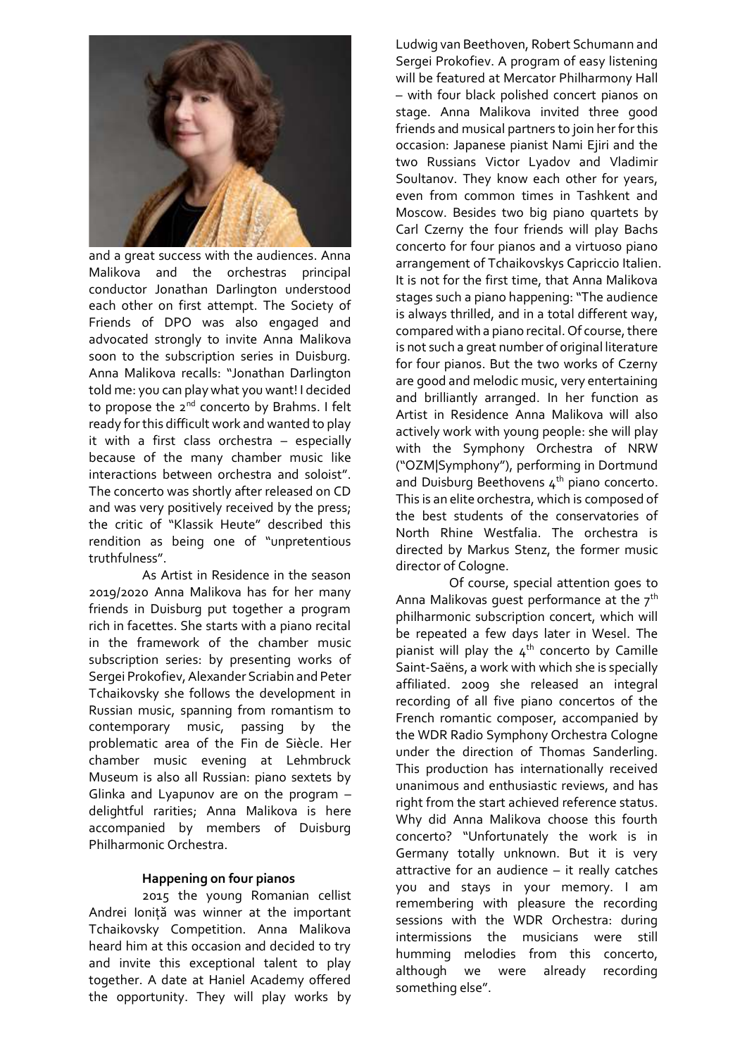and a great success with the audiences. Anna Malikova and the orchestras principal conductor Jonathan Darlington understood each other on first attempt. The Society of Friends of DPO was also engaged and advocated strongly to invite Anna Malikova soon to the subscription series in Duisburg. Anna Malikova recalls: "Jonathan Darlington told me: you can play what you want! I decided to propose the 2nd concerto by Brahms. I felt ready for this difficult work and wanted to play it with a first class orchestra – especially because of the many chamber music like interactions between orchestra and soloist". The concerto was shortly after released on CD and was very positively received by the press; the critic of "Klassik Heute" described this rendition as being one of "unpretentious truthfulness".

As Artist in Residence in the season 2019/2020 Anna Malikova has for her many friends in Duisburg put together a program rich in facettes. She starts with a piano recital in the framework of the chamber music subscription series: by presenting works of Sergei Prokofiev, Alexander Scriabin and Peter Tchaikovsky she follows the development in Russian music, spanning from romantism to contemporary music, passing by the problematic area of the Fin de Siècle. Her chamber music evening at Lehmbruck Museum is also all Russian: piano sextets by Glinka and Lyapunov are on the program – delightful rarities; Anna Malikova is here accompanied by members of Duisburg Philharmonic Orchestra.

### Happening on four pianos

2015 the young Romanian cellist Andrei Ioniță was winner at the important Tchaikovsky Competition. Anna Malikova heard him at this occasion and decided to try and invite this exceptional talent to play together. A date at Haniel Academy offered the opportunity. They will play works by Ludwig van Beethoven, Robert Schumann and Sergei Prokofiev. A program of easy listening will be featured at Mercator Philharmony Hall – with four black polished concert pianos on stage. Anna Malikova invited three good friends and musical partners to join her for this occasion: Japanese pianist Nami Ejiri and the two Russians Victor Lyadov and Vladimir Soultanov. They know each other for years, even from common times in Tashkent and Moscow. Besides two big piano quartets by Carl Czerny the four friends will play Bachs concerto for four pianos and a virtuoso piano arrangement of Tchaikovskys Capriccio Italien. It is not for the first time, that Anna Malikova stages such a piano happening: "The audience is always thrilled, and in a total different way, compared with a piano recital. Of course, there is not such a great number of original literature for four pianos. But the two works of Czerny are good and melodic music, very entertaining and brilliantly arranged. In her function as Artist in Residence Anna Malikova will also actively work with young people: she will play with the Symphony Orchestra of NRW ("OZM|Symphony"), performing in Dortmund and Duisburg Beethovens 4th piano concerto. This is an elite orchestra, which is composed of the best students of the conservatories of North Rhine Westfalia. The orchestra is directed by Markus Stenz, the former music director of Cologne.

Of course, special attention goes to Anna Malikovas guest performance at the 7th philharmonic subscription concert, which will be repeated a few days later in Wesel. The pianist will play the 4th concerto by Camille Saint-Saëns, a work with which she is specially affiliated. 2009 she released an integral recording of all five piano concertos of the French romantic composer, accompanied by the WDR Radio Symphony Orchestra Cologne under the direction of Thomas Sanderling. This production has internationally received unanimous and enthusiastic reviews, and has right from the start achieved reference status. Why did Anna Malikova choose this fourth concerto? "Unfortunately the work is in Germany totally unknown. But it is very attractive for an audience – it really catches you and stays in your memory. I am remembering with pleasure the recording sessions with the WDR Orchestra: during intermissions the musicians were still humming melodies from this concerto, although we were already recording something else".